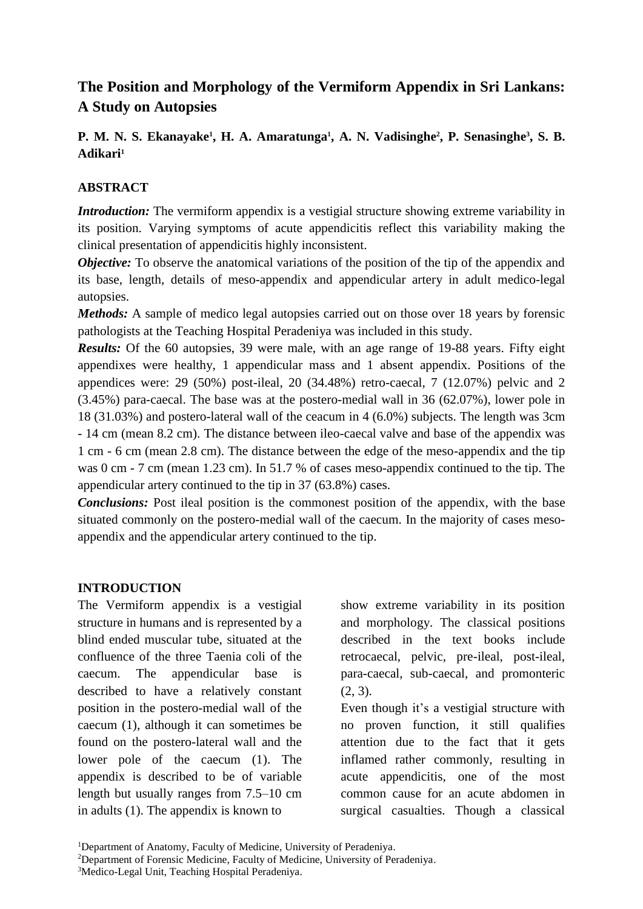# The Position and Morphology of the Vermiform Appendix in Sri Lankans: A Study on Autopsies

**P. M. N. S. Ekanayake[1], H. A. Amaratunga[1], A. N. Vadisinghe[2], P. Senasinghe[3], S. B. Adikari[1]**

## ABSTRACT

***Introduction:*** The vermiform appendix is a vestigial structure showing extreme variability in its position. Varying symptoms of acute appendicitis reflect this variability making the clinical presentation of appendicitis highly inconsistent.

***Objective:*** To observe the anatomical variations of the position of the tip of the appendix and its base, length, details of meso-appendix and appendicular artery in adult medico-legal autopsies.

***Methods:*** A sample of medico legal autopsies carried out on those over 18 years by forensic pathologists at the Teaching Hospital Peradeniya was included in this study.

***Results:*** Of the 60 autopsies, 39 were male, with an age range of 19-88 years. Fifty eight appendixes were healthy, 1 appendicular mass and 1 absent appendix. Positions of the appendices were: 29 (50%) post-ileal, 20 (34.48%) retro-caecal, 7 (12.07%) pelvic and 2 (3.45%) para-caecal. The base was at the postero-medial wall in 36 (62.07%), lower pole in 18 (31.03%) and postero-lateral wall of the ceacum in 4 (6.0%) subjects. The length was 3cm - 14 cm (mean 8.2 cm). The distance between ileo-caecal valve and base of the appendix was 1 cm - 6 cm (mean 2.8 cm). The distance between the edge of the meso-appendix and the tip was 0 cm - 7 cm (mean 1.23 cm). In 51.7 % of cases meso-appendix continued to the tip. The appendicular artery continued to the tip in 37 (63.8%) cases.

***Conclusions:*** Post ileal position is the commonest position of the appendix, with the base situated commonly on the postero-medial wall of the caecum. In the majority of cases meso-appendix and the appendicular artery continued to the tip.

## INTRODUCTION

The Vermiform appendix is a vestigial structure in humans and is represented by a blind ended muscular tube, situated at the confluence of the three Taenia coli of the caecum. The appendicular base is described to have a relatively constant position in the postero-medial wall of the caecum (1), although it can sometimes be found on the postero-lateral wall and the lower pole of the caecum (1). The appendix is described to be of variable length but usually ranges from 7.5–10 cm in adults (1). The appendix is known to show extreme variability in its position and morphology. The classical positions described in the text books include retrocaecal, pelvic, pre-ileal, post-ileal, para-caecal, sub-caecal, and promonteric (2, 3).

Even though it's a vestigial structure with no proven function, it still qualifies attention due to the fact that it gets inflamed rather commonly, resulting in acute appendicitis, one of the most common cause for an acute abdomen in surgical casualties. Though a classical

[1]Department of Anatomy, Faculty of Medicine, University of Peradeniya.
[2]Department of Forensic Medicine, Faculty of Medicine, University of Peradeniya.
[3]Medico-Legal Unit, Teaching Hospital Peradeniya.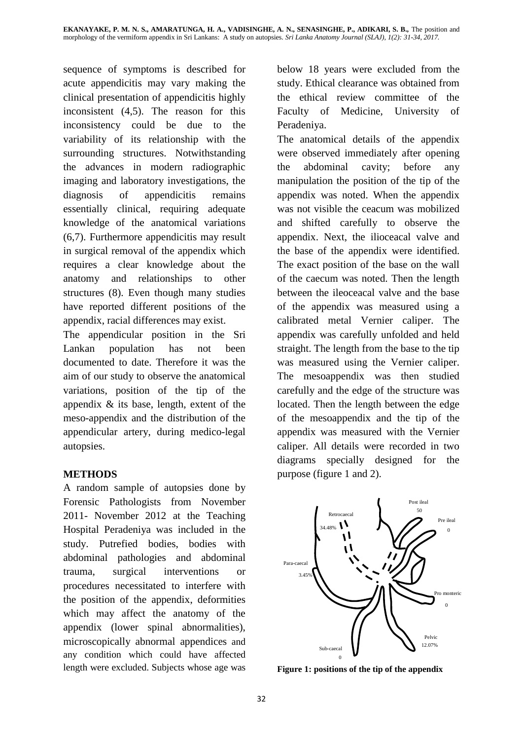sequence of symptoms is described for acute appendicitis may vary making the clinical presentation of appendicitis highly inconsistent (4,5). The reason for this inconsistency could be due to the variability of its relationship with the surrounding structures. Notwithstanding the advances in modern radiographic imaging and laboratory investigations, the diagnosis of appendicitis remains essentially clinical, requiring adequate knowledge of the anatomical variations (6,7). Furthermore appendicitis may result in surgical removal of the appendix which requires a clear knowledge about the anatomy and relationships to other structures (8). Even though many studies have reported different positions of the appendix, racial differences may exist.

The appendicular position in the Sri Lankan population has not been documented to date. Therefore it was the aim of our study to observe the anatomical variations, position of the tip of the appendix & its base, length, extent of the meso-appendix and the distribution of the appendicular artery, during medico-legal autopsies.

## METHODS

A random sample of autopsies done by Forensic Pathologists from November 2011- November 2012 at the Teaching Hospital Peradeniya was included in the study. Putrefied bodies, bodies with abdominal pathologies and abdominal trauma, surgical interventions or procedures necessitated to interfere with the position of the appendix, deformities which may affect the anatomy of the appendix (lower spinal abnormalities), microscopically abnormal appendices and any condition which could have affected length were excluded. Subjects whose age was below 18 years were excluded from the study. Ethical clearance was obtained from the ethical review committee of the Faculty of Medicine, University of Peradeniya.

The anatomical details of the appendix were observed immediately after opening the abdominal cavity; before any manipulation the position of the tip of the appendix was noted. When the appendix was not visible the ceacum was mobilized and shifted carefully to observe the appendix. Next, the ilioceacal valve and the base of the appendix were identified. The exact position of the base on the wall of the caecum was noted. Then the length between the ileoceacal valve and the base of the appendix was measured using a calibrated metal Vernier caliper. The appendix was carefully unfolded and held straight. The length from the base to the tip was measured using the Vernier caliper. The mesoappendix was then studied carefully and the edge of the structure was located. Then the length between the edge of the mesoappendix and the tip of the appendix was measured with the Vernier caliper. All details were recorded in two diagrams specially designed for the purpose (figure 1 and 2).

Retrocaecal 34.48%; Post ileal 50; Pre ileal 0; Para-caecal 3.45%; Pro monteric 0; Pelvic 12.07%; Sub-caecal 0

**Figure 1: positions of the tip of the appendix**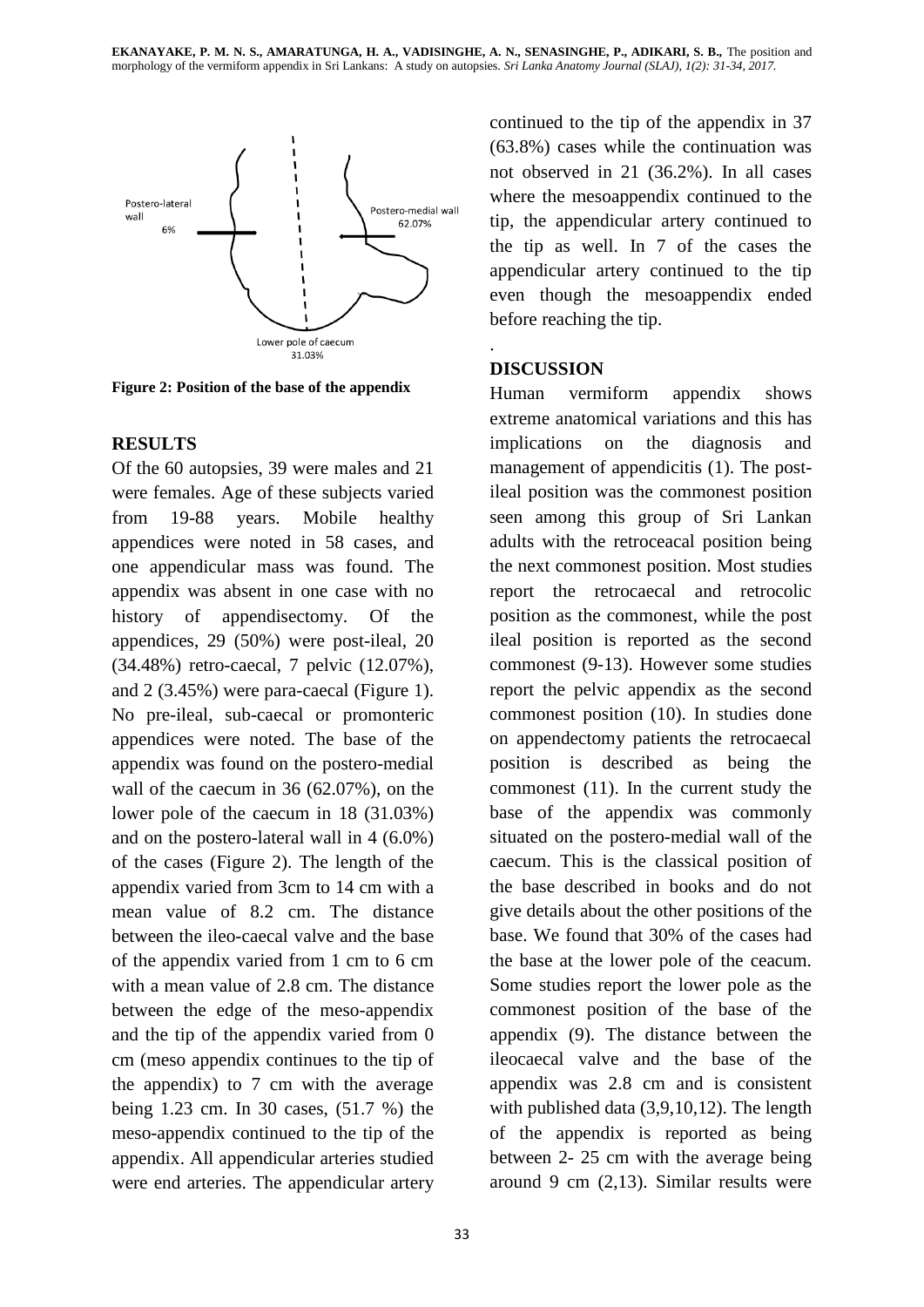Postero-lateral wall 6%

Postero-medial wall 62.07%

Lower pole of caecum 31.03%

**Figure 2: Position of the base of the appendix**

## RESULTS

Of the 60 autopsies, 39 were males and 21 were females. Age of these subjects varied from 19-88 years. Mobile healthy appendices were noted in 58 cases, and one appendicular mass was found. The appendix was absent in one case with no history of appendisectomy. Of the appendices, 29 (50%) were post-ileal, 20 (34.48%) retro-caecal, 7 pelvic (12.07%), and 2 (3.45%) were para-caecal (Figure 1). No pre-ileal, sub-caecal or promonteric appendices were noted. The base of the appendix was found on the postero-medial wall of the caecum in 36 (62.07%), on the lower pole of the caecum in 18 (31.03%) and on the postero-lateral wall in 4 (6.0%) of the cases (Figure 2). The length of the appendix varied from 3cm to 14 cm with a mean value of 8.2 cm. The distance between the ileo-caecal valve and the base of the appendix varied from 1 cm to 6 cm with a mean value of 2.8 cm. The distance between the edge of the meso-appendix and the tip of the appendix varied from 0 cm (meso appendix continues to the tip of the appendix) to 7 cm with the average being 1.23 cm. In 30 cases, (51.7 %) the meso-appendix continued to the tip of the appendix. All appendicular arteries studied were end arteries. The appendicular artery continued to the tip of the appendix in 37 (63.8%) cases while the continuation was not observed in 21 (36.2%). In all cases where the mesoappendix continued to the tip, the appendicular artery continued to the tip as well. In 7 of the cases the appendicular artery continued to the tip even though the mesoappendix ended before reaching the tip.

## DISCUSSION

Human vermiform appendix shows extreme anatomical variations and this has implications on the diagnosis and management of appendicitis (1). The post-ileal position was the commonest position seen among this group of Sri Lankan adults with the retroceacal position being the next commonest position. Most studies report the retrocaecal and retrocolic position as the commonest, while the post ileal position is reported as the second commonest (9-13). However some studies report the pelvic appendix as the second commonest position (10). In studies done on appendectomy patients the retrocaecal position is described as being the commonest (11). In the current study the base of the appendix was commonly situated on the postero-medial wall of the caecum. This is the classical position of the base described in books and do not give details about the other positions of the base. We found that 30% of the cases had the base at the lower pole of the ceacum. Some studies report the lower pole as the commonest position of the base of the appendix (9). The distance between the ileocaecal valve and the base of the appendix was 2.8 cm and is consistent with published data (3,9,10,12). The length of the appendix is reported as being between 2- 25 cm with the average being around 9 cm (2,13). Similar results were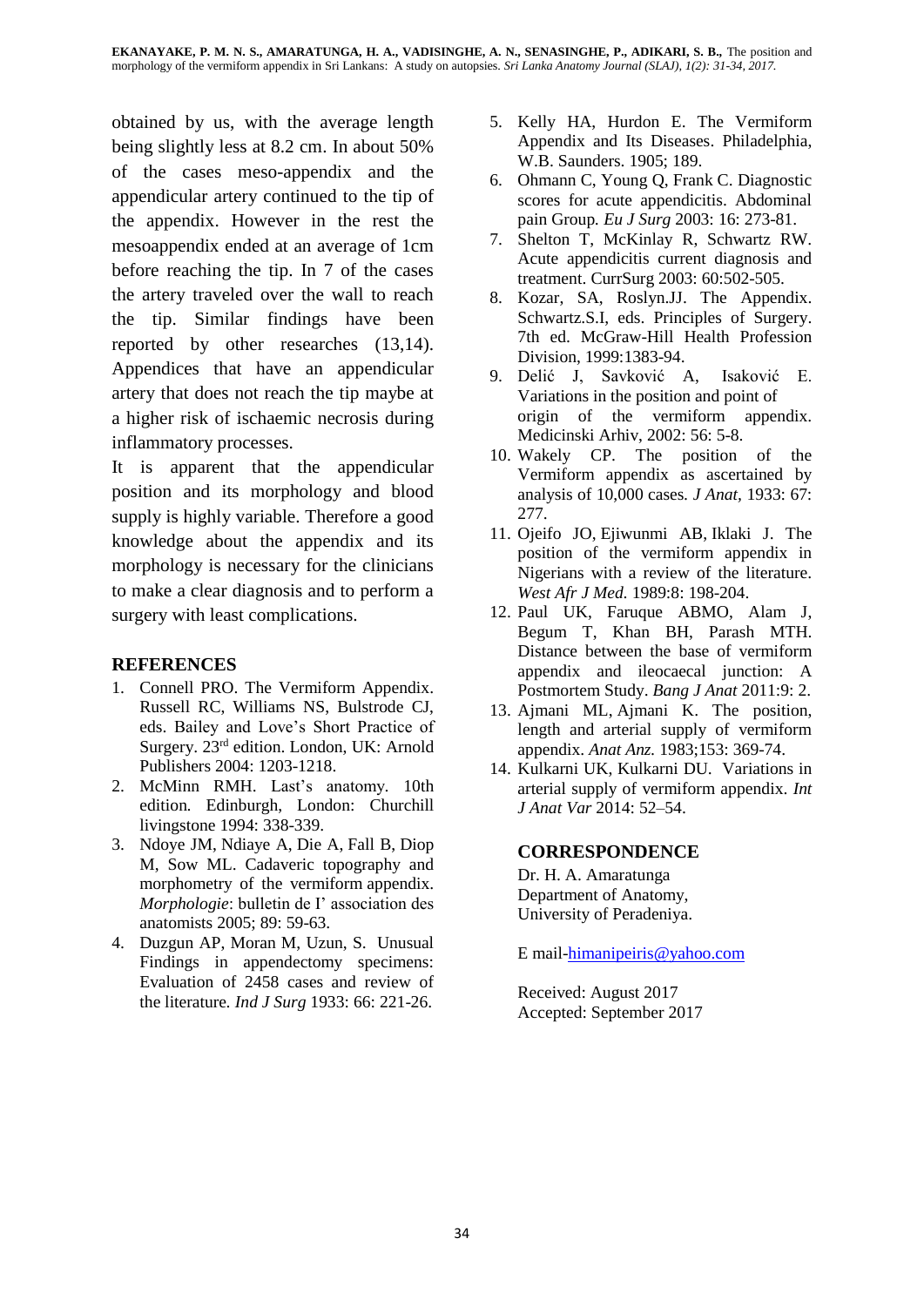obtained by us, with the average length being slightly less at 8.2 cm. In about 50% of the cases meso-appendix and the appendicular artery continued to the tip of the appendix. However in the rest the mesoappendix ended at an average of 1cm before reaching the tip. In 7 of the cases the artery traveled over the wall to reach the tip. Similar findings have been reported by other researches (13,14). Appendices that have an appendicular artery that does not reach the tip maybe at a higher risk of ischaemic necrosis during inflammatory processes.

It is apparent that the appendicular position and its morphology and blood supply is highly variable. Therefore a good knowledge about the appendix and its morphology is necessary for the clinicians to make a clear diagnosis and to perform a surgery with least complications.

## REFERENCES

1. Connell PRO. The Vermiform Appendix. Russell RC, Williams NS, Bulstrode CJ, eds. Bailey and Love's Short Practice of Surgery. 23rd edition. London, UK: Arnold Publishers 2004: 1203-1218.
2. McMinn RMH. Last's anatomy. 10th edition*.* Edinburgh, London: Churchill livingstone 1994: 338-339.
3. Ndoye JM, Ndiaye A, Die A, Fall B, Diop M, Sow ML. Cadaveric topography and morphometry of the vermiform appendix. *Morphologie*: bulletin de I' association des anatomists 2005; 89: 59-63.
4. Duzgun AP, Moran M, Uzun, S. Unusual Findings in appendectomy specimens: Evaluation of 2458 cases and review of the literature. *Ind J Surg* 1933: 66: 221-26.
5. Kelly HA, Hurdon E. The Vermiform Appendix and Its Diseases. Philadelphia, W.B. Saunders. 1905; 189.
6. Ohmann C, Young Q, Frank C. Diagnostic scores for acute appendicitis. Abdominal pain Group*. Eu J Surg* 2003: 16: 273-81.
7. Shelton T, McKinlay R, Schwartz RW. Acute appendicitis current diagnosis and treatment. CurrSurg 2003: 60:502-505.
8. Kozar, SA, Roslyn.JJ. The Appendix. Schwartz.S.I, eds. Principles of Surgery. 7th ed. McGraw-Hill Health Profession Division, 1999:1383-94.
9. Delić J, Savković A, Isaković E. Variations in the position and point of origin of the vermiform appendix. Medicinski Arhiv, 2002: 56: 5-8.
10. Wakely CP. The position of the Vermiform appendix as ascertained by analysis of 10,000 cases*. J Anat,* 1933: 67: 277.
11. Ojeifo JO, Ejiwunmi AB, Iklaki J. The position of the vermiform appendix in Nigerians with a review of the literature. *West Afr J Med.* 1989:8: 198-204.
12. Paul UK, Faruque ABMO, Alam J, Begum T, Khan BH, Parash MTH. Distance between the base of vermiform appendix and ileocaecal junction: A Postmortem Study. *Bang J Anat* 2011:9: 2.
13. Ajmani ML, Ajmani K. The position, length and arterial supply of vermiform appendix. *Anat Anz.* 1983;153: 369-74.
14. Kulkarni UK, Kulkarni DU. Variations in arterial supply of vermiform appendix. *Int J Anat Var* 2014: 52–54.

## CORRESPONDENCE

Dr. H. A. Amaratunga
Department of Anatomy,
University of Peradeniya.

E mail-himanipeiris@yahoo.com

Received: August 2017
Accepted: September 2017